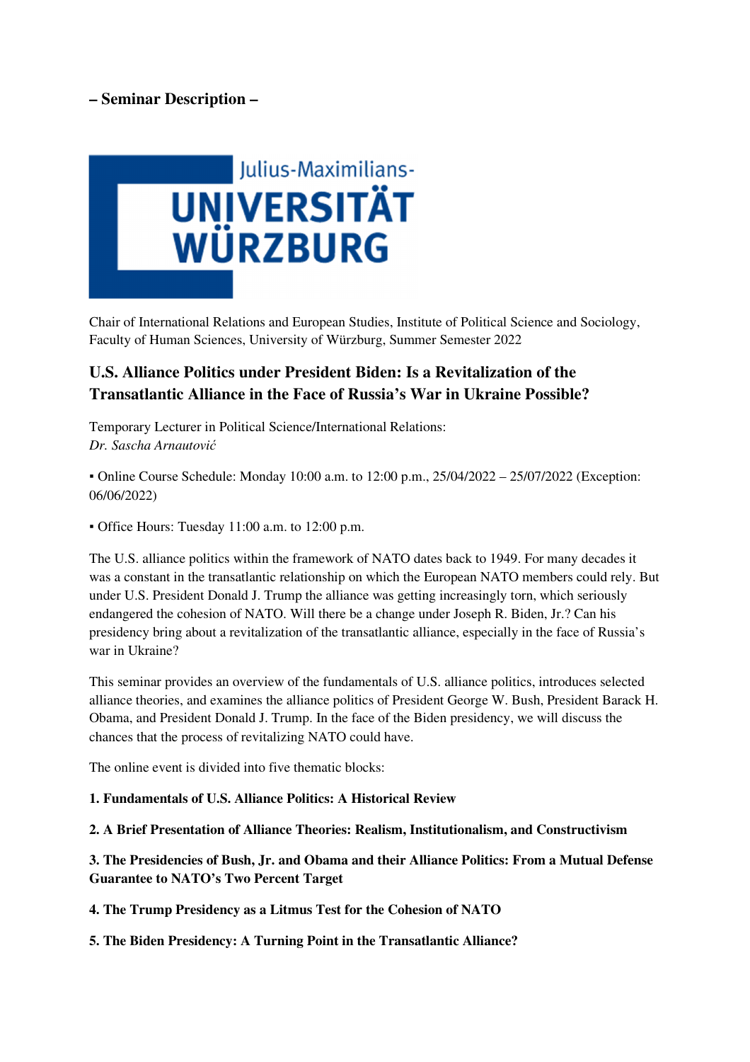**– Seminar Description –**

Julius-Maximilians-
UNIVERSITÄT
WÜRZBURG

Chair of International Relations and European Studies, Institute of Political Science and Sociology, Faculty of Human Sciences, University of Würzburg, Summer Semester 2022

## U.S. Alliance Politics under President Biden: Is a Revitalization of the Transatlantic Alliance in the Face of Russia's War in Ukraine Possible?

Temporary Lecturer in Political Science/International Relations:
*Dr. Sascha Arnautović*

▪ Online Course Schedule: Monday 10:00 a.m. to 12:00 p.m., 25/04/2022 – 25/07/2022 (Exception: 06/06/2022)

▪ Office Hours: Tuesday 11:00 a.m. to 12:00 p.m.

The U.S. alliance politics within the framework of NATO dates back to 1949. For many decades it was a constant in the transatlantic relationship on which the European NATO members could rely. But under U.S. President Donald J. Trump the alliance was getting increasingly torn, which seriously endangered the cohesion of NATO. Will there be a change under Joseph R. Biden, Jr.? Can his presidency bring about a revitalization of the transatlantic alliance, especially in the face of Russia's war in Ukraine?

This seminar provides an overview of the fundamentals of U.S. alliance politics, introduces selected alliance theories, and examines the alliance politics of President George W. Bush, President Barack H. Obama, and President Donald J. Trump. In the face of the Biden presidency, we will discuss the chances that the process of revitalizing NATO could have.

The online event is divided into five thematic blocks:

**1. Fundamentals of U.S. Alliance Politics: A Historical Review**

**2. A Brief Presentation of Alliance Theories: Realism, Institutionalism, and Constructivism**

**3. The Presidencies of Bush, Jr. and Obama and their Alliance Politics: From a Mutual Defense Guarantee to NATO's Two Percent Target**

**4. The Trump Presidency as a Litmus Test for the Cohesion of NATO**

**5. The Biden Presidency: A Turning Point in the Transatlantic Alliance?**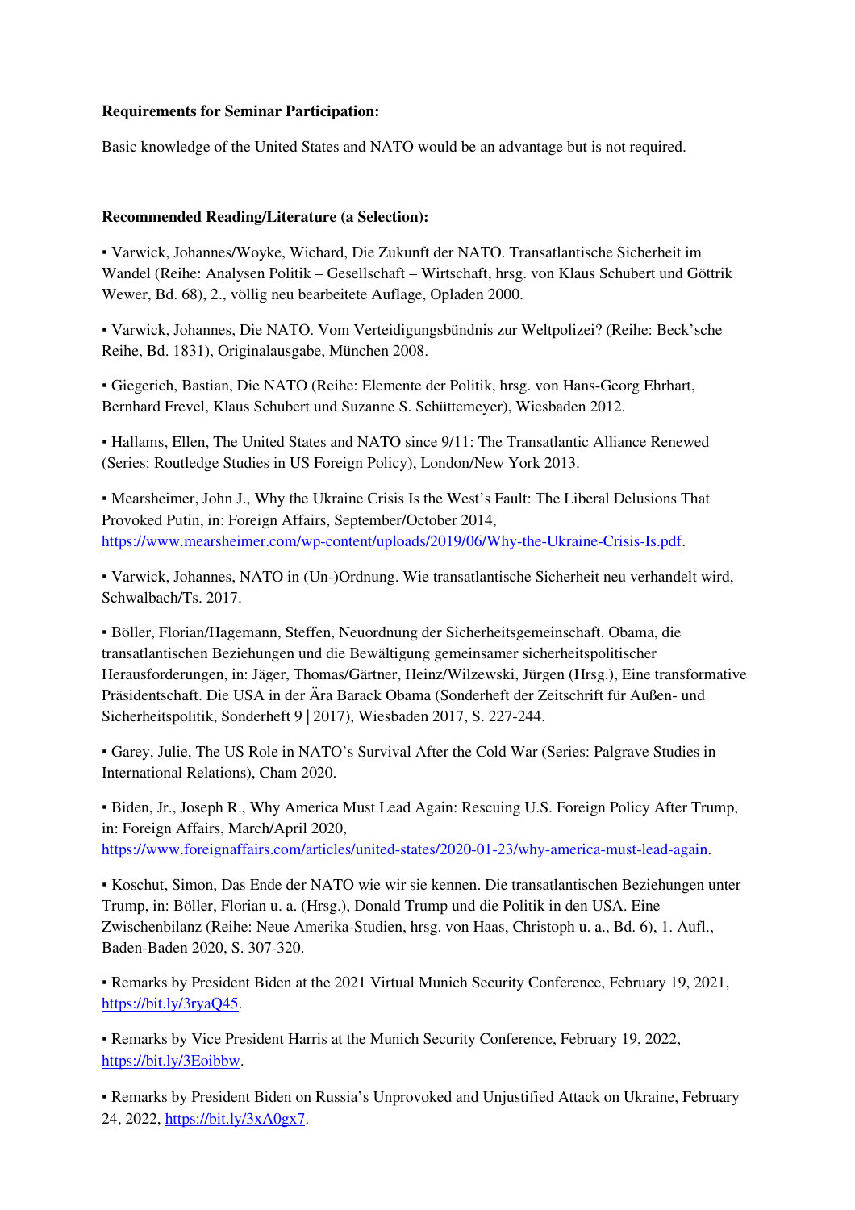**Requirements for Seminar Participation:**

Basic knowledge of the United States and NATO would be an advantage but is not required.

**Recommended Reading/Literature (a Selection):**

▪ Varwick, Johannes/Woyke, Wichard, Die Zukunft der NATO. Transatlantische Sicherheit im Wandel (Reihe: Analysen Politik – Gesellschaft – Wirtschaft, hrsg. von Klaus Schubert und Göttrik Wewer, Bd. 68), 2., völlig neu bearbeitete Auflage, Opladen 2000.

▪ Varwick, Johannes, Die NATO. Vom Verteidigungsbündnis zur Weltpolizei? (Reihe: Beck'sche Reihe, Bd. 1831), Originalausgabe, München 2008.

▪ Giegerich, Bastian, Die NATO (Reihe: Elemente der Politik, hrsg. von Hans-Georg Ehrhart, Bernhard Frevel, Klaus Schubert und Suzanne S. Schüttemeyer), Wiesbaden 2012.

▪ Hallams, Ellen, The United States and NATO since 9/11: The Transatlantic Alliance Renewed (Series: Routledge Studies in US Foreign Policy), London/New York 2013.

▪ Mearsheimer, John J., Why the Ukraine Crisis Is the West's Fault: The Liberal Delusions That Provoked Putin, in: Foreign Affairs, September/October 2014, https://www.mearsheimer.com/wp-content/uploads/2019/06/Why-the-Ukraine-Crisis-Is.pdf.

▪ Varwick, Johannes, NATO in (Un-)Ordnung. Wie transatlantische Sicherheit neu verhandelt wird, Schwalbach/Ts. 2017.

▪ Böller, Florian/Hagemann, Steffen, Neuordnung der Sicherheitsgemeinschaft. Obama, die transatlantischen Beziehungen und die Bewältigung gemeinsamer sicherheitspolitischer Herausforderungen, in: Jäger, Thomas/Gärtner, Heinz/Wilzewski, Jürgen (Hrsg.), Eine transformative Präsidentschaft. Die USA in der Ära Barack Obama (Sonderheft der Zeitschrift für Außen- und Sicherheitspolitik, Sonderheft 9 | 2017), Wiesbaden 2017, S. 227-244.

▪ Garey, Julie, The US Role in NATO's Survival After the Cold War (Series: Palgrave Studies in International Relations), Cham 2020.

▪ Biden, Jr., Joseph R., Why America Must Lead Again: Rescuing U.S. Foreign Policy After Trump, in: Foreign Affairs, March/April 2020, https://www.foreignaffairs.com/articles/united-states/2020-01-23/why-america-must-lead-again.

▪ Koschut, Simon, Das Ende der NATO wie wir sie kennen. Die transatlantischen Beziehungen unter Trump, in: Böller, Florian u. a. (Hrsg.), Donald Trump und die Politik in den USA. Eine Zwischenbilanz (Reihe: Neue Amerika-Studien, hrsg. von Haas, Christoph u. a., Bd. 6), 1. Aufl., Baden-Baden 2020, S. 307-320.

▪ Remarks by President Biden at the 2021 Virtual Munich Security Conference, February 19, 2021, https://bit.ly/3ryaQ45.

▪ Remarks by Vice President Harris at the Munich Security Conference, February 19, 2022, https://bit.ly/3Eoibbw.

▪ Remarks by President Biden on Russia's Unprovoked and Unjustified Attack on Ukraine, February 24, 2022, https://bit.ly/3xA0gx7.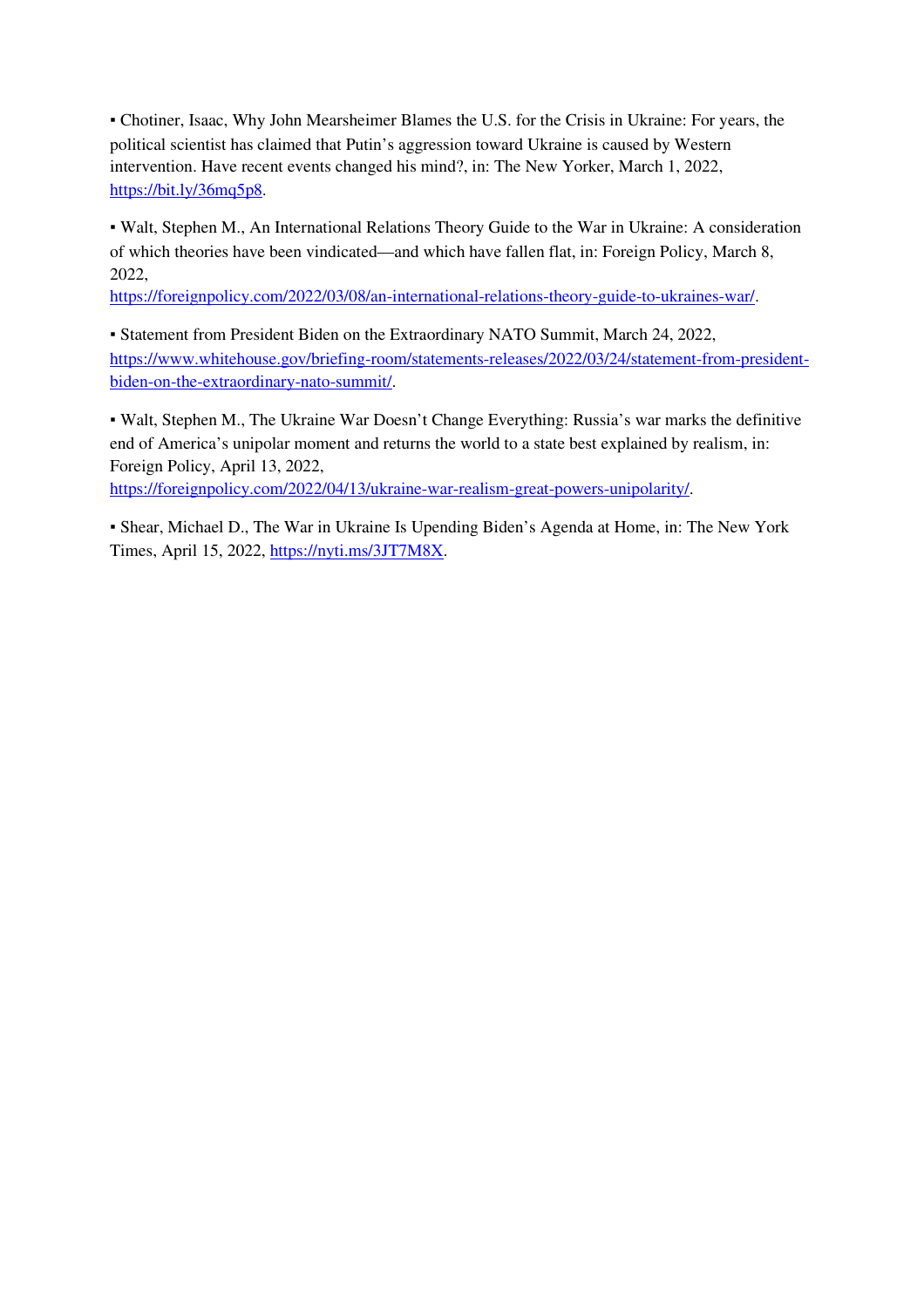▪ Chotiner, Isaac, Why John Mearsheimer Blames the U.S. for the Crisis in Ukraine: For years, the political scientist has claimed that Putin's aggression toward Ukraine is caused by Western intervention. Have recent events changed his mind?, in: The New Yorker, March 1, 2022, https://bit.ly/36mq5p8.

▪ Walt, Stephen M., An International Relations Theory Guide to the War in Ukraine: A consideration of which theories have been vindicated—and which have fallen flat, in: Foreign Policy, March 8, 2022, https://foreignpolicy.com/2022/03/08/an-international-relations-theory-guide-to-ukraines-war/.

▪ Statement from President Biden on the Extraordinary NATO Summit, March 24, 2022, https://www.whitehouse.gov/briefing-room/statements-releases/2022/03/24/statement-from-president-biden-on-the-extraordinary-nato-summit/.

▪ Walt, Stephen M., The Ukraine War Doesn't Change Everything: Russia's war marks the definitive end of America's unipolar moment and returns the world to a state best explained by realism, in: Foreign Policy, April 13, 2022, https://foreignpolicy.com/2022/04/13/ukraine-war-realism-great-powers-unipolarity/.

▪ Shear, Michael D., The War in Ukraine Is Upending Biden's Agenda at Home, in: The New York Times, April 15, 2022, https://nyti.ms/3JT7M8X.